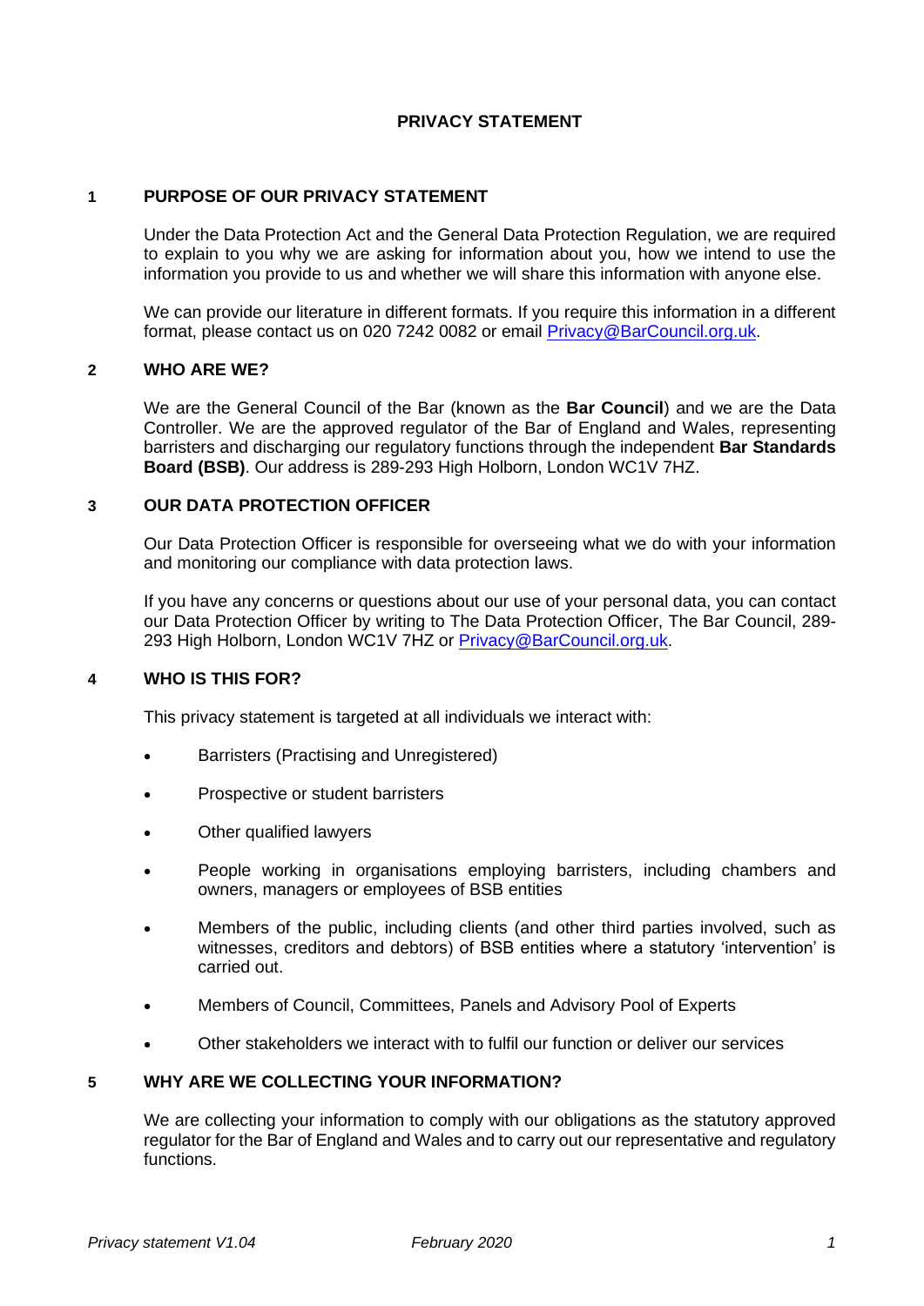# PRIVACY STATEMENT

## 1 PURPOSE OF OUR PRIVACY STATEMENT

Under the Data Protection Act and the General Data Protection Regulation, we are required to explain to you why we are asking for information about you, how we intend to use the information you provide to us and whether we will share this information with anyone else.

We can provide our literature in different formats. If you require this information in a different format, please contact us on 020 7242 0082 or email Privacy@BarCouncil.org.uk.

## 2 WHO ARE WE?

We are the General Council of the Bar (known as the **Bar Council**) and we are the Data Controller. We are the approved regulator of the Bar of England and Wales, representing barristers and discharging our regulatory functions through the independent **Bar Standards Board (BSB)**. Our address is 289-293 High Holborn, London WC1V 7HZ.

## 3 OUR DATA PROTECTION OFFICER

Our Data Protection Officer is responsible for overseeing what we do with your information and monitoring our compliance with data protection laws.

If you have any concerns or questions about our use of your personal data, you can contact our Data Protection Officer by writing to The Data Protection Officer, The Bar Council, 289-293 High Holborn, London WC1V 7HZ or Privacy@BarCouncil.org.uk.

## 4 WHO IS THIS FOR?

This privacy statement is targeted at all individuals we interact with:

- Barristers (Practising and Unregistered)
- Prospective or student barristers
- Other qualified lawyers
- People working in organisations employing barristers, including chambers and owners, managers or employees of BSB entities
- Members of the public, including clients (and other third parties involved, such as witnesses, creditors and debtors) of BSB entities where a statutory 'intervention' is carried out.
- Members of Council, Committees, Panels and Advisory Pool of Experts
- Other stakeholders we interact with to fulfil our function or deliver our services

## 5 WHY ARE WE COLLECTING YOUR INFORMATION?

We are collecting your information to comply with our obligations as the statutory approved regulator for the Bar of England and Wales and to carry out our representative and regulatory functions.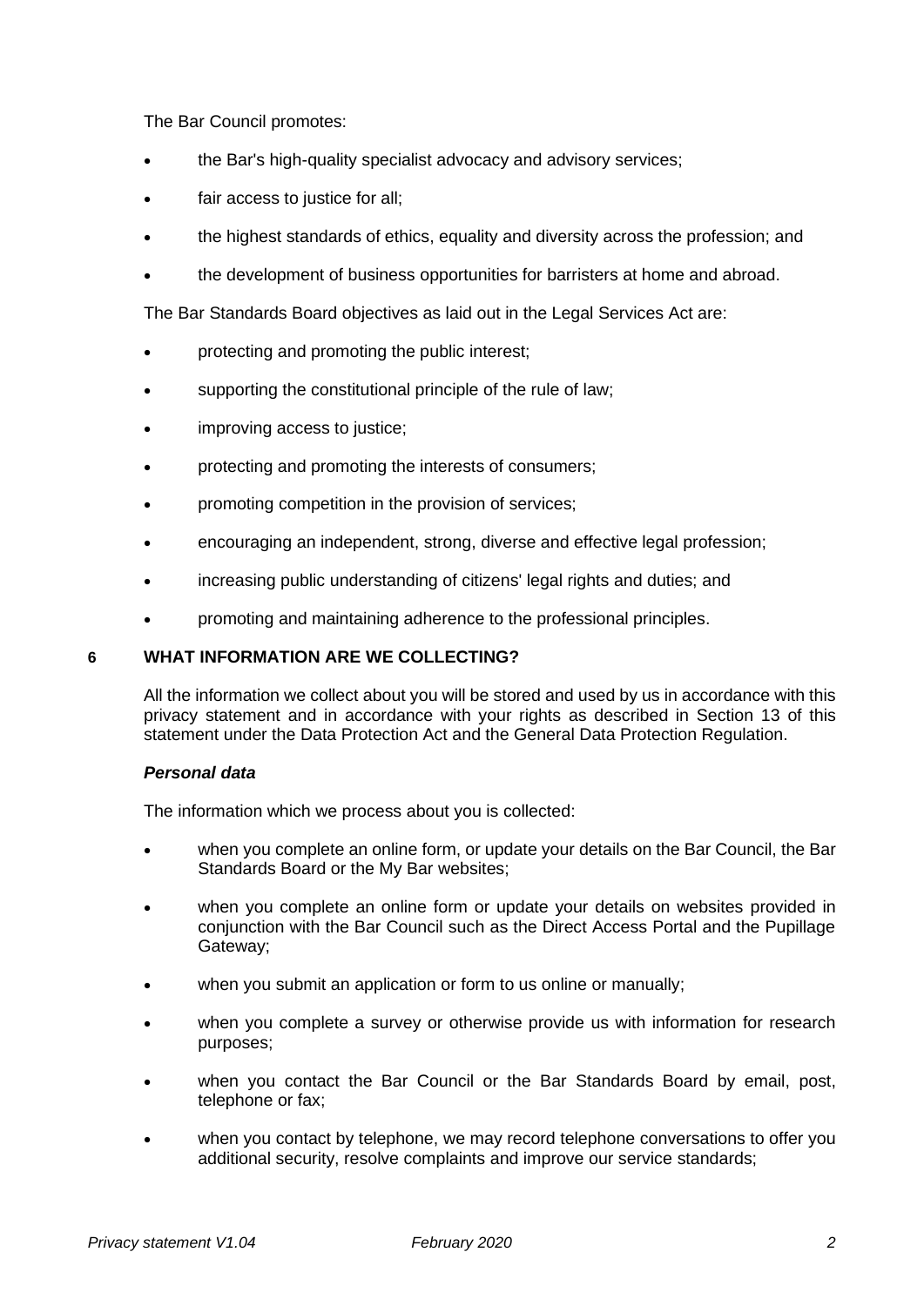The Bar Council promotes:

- the Bar's high-quality specialist advocacy and advisory services;
- fair access to justice for all;
- the highest standards of ethics, equality and diversity across the profession; and
- the development of business opportunities for barristers at home and abroad.

The Bar Standards Board objectives as laid out in the Legal Services Act are:

- protecting and promoting the public interest;
- supporting the constitutional principle of the rule of law;
- improving access to justice;
- protecting and promoting the interests of consumers;
- promoting competition in the provision of services;
- encouraging an independent, strong, diverse and effective legal profession;
- increasing public understanding of citizens' legal rights and duties; and
- promoting and maintaining adherence to the professional principles.

## 6 WHAT INFORMATION ARE WE COLLECTING?

All the information we collect about you will be stored and used by us in accordance with this privacy statement and in accordance with your rights as described in Section 13 of this statement under the Data Protection Act and the General Data Protection Regulation.

***Personal data***

The information which we process about you is collected:

- when you complete an online form, or update your details on the Bar Council, the Bar Standards Board or the My Bar websites;
- when you complete an online form or update your details on websites provided in conjunction with the Bar Council such as the Direct Access Portal and the Pupillage Gateway;
- when you submit an application or form to us online or manually;
- when you complete a survey or otherwise provide us with information for research purposes;
- when you contact the Bar Council or the Bar Standards Board by email, post, telephone or fax;
- when you contact by telephone, we may record telephone conversations to offer you additional security, resolve complaints and improve our service standards;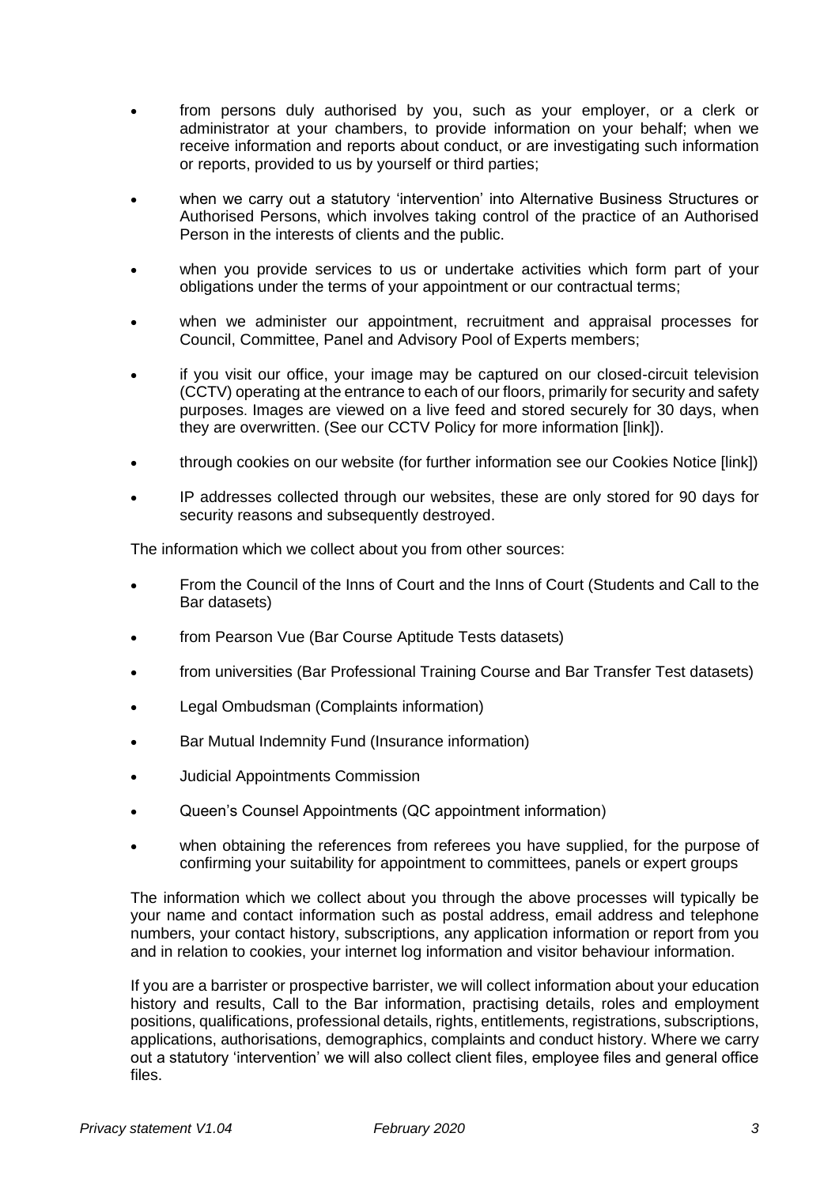- from persons duly authorised by you, such as your employer, or a clerk or administrator at your chambers, to provide information on your behalf; when we receive information and reports about conduct, or are investigating such information or reports, provided to us by yourself or third parties;
- when we carry out a statutory 'intervention' into Alternative Business Structures or Authorised Persons, which involves taking control of the practice of an Authorised Person in the interests of clients and the public.
- when you provide services to us or undertake activities which form part of your obligations under the terms of your appointment or our contractual terms;
- when we administer our appointment, recruitment and appraisal processes for Council, Committee, Panel and Advisory Pool of Experts members;
- if you visit our office, your image may be captured on our closed-circuit television (CCTV) operating at the entrance to each of our floors, primarily for security and safety purposes. Images are viewed on a live feed and stored securely for 30 days, when they are overwritten. (See our CCTV Policy for more information [link]).
- through cookies on our website (for further information see our Cookies Notice [link])
- IP addresses collected through our websites, these are only stored for 90 days for security reasons and subsequently destroyed.

The information which we collect about you from other sources:

- From the Council of the Inns of Court and the Inns of Court (Students and Call to the Bar datasets)
- from Pearson Vue (Bar Course Aptitude Tests datasets)
- from universities (Bar Professional Training Course and Bar Transfer Test datasets)
- Legal Ombudsman (Complaints information)
- Bar Mutual Indemnity Fund (Insurance information)
- Judicial Appointments Commission
- Queen's Counsel Appointments (QC appointment information)
- when obtaining the references from referees you have supplied, for the purpose of confirming your suitability for appointment to committees, panels or expert groups

The information which we collect about you through the above processes will typically be your name and contact information such as postal address, email address and telephone numbers, your contact history, subscriptions, any application information or report from you and in relation to cookies, your internet log information and visitor behaviour information.

If you are a barrister or prospective barrister, we will collect information about your education history and results, Call to the Bar information, practising details, roles and employment positions, qualifications, professional details, rights, entitlements, registrations, subscriptions, applications, authorisations, demographics, complaints and conduct history. Where we carry out a statutory 'intervention' we will also collect client files, employee files and general office files.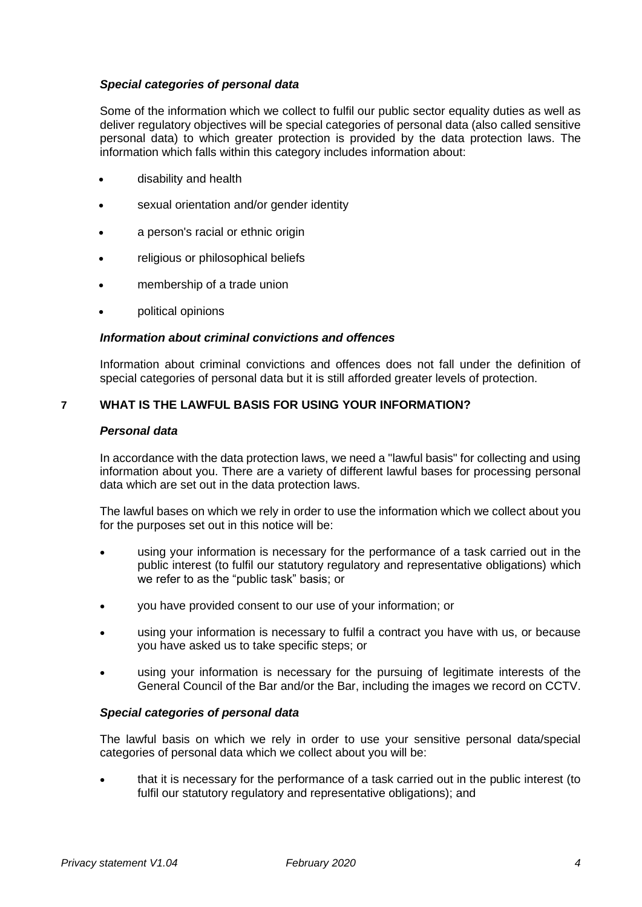### *Special categories of personal data*

Some of the information which we collect to fulfil our public sector equality duties as well as deliver regulatory objectives will be special categories of personal data (also called sensitive personal data) to which greater protection is provided by the data protection laws. The information which falls within this category includes information about:

- disability and health
- sexual orientation and/or gender identity
- a person's racial or ethnic origin
- religious or philosophical beliefs
- membership of a trade union
- political opinions

### *Information about criminal convictions and offences*

Information about criminal convictions and offences does not fall under the definition of special categories of personal data but it is still afforded greater levels of protection.

## 7 WHAT IS THE LAWFUL BASIS FOR USING YOUR INFORMATION?

### *Personal data*

In accordance with the data protection laws, we need a "lawful basis" for collecting and using information about you. There are a variety of different lawful bases for processing personal data which are set out in the data protection laws.

The lawful bases on which we rely in order to use the information which we collect about you for the purposes set out in this notice will be:

- using your information is necessary for the performance of a task carried out in the public interest (to fulfil our statutory regulatory and representative obligations) which we refer to as the "public task" basis; or
- you have provided consent to our use of your information; or
- using your information is necessary to fulfil a contract you have with us, or because you have asked us to take specific steps; or
- using your information is necessary for the pursuing of legitimate interests of the General Council of the Bar and/or the Bar, including the images we record on CCTV.

### *Special categories of personal data*

The lawful basis on which we rely in order to use your sensitive personal data/special categories of personal data which we collect about you will be:

- that it is necessary for the performance of a task carried out in the public interest (to fulfil our statutory regulatory and representative obligations); and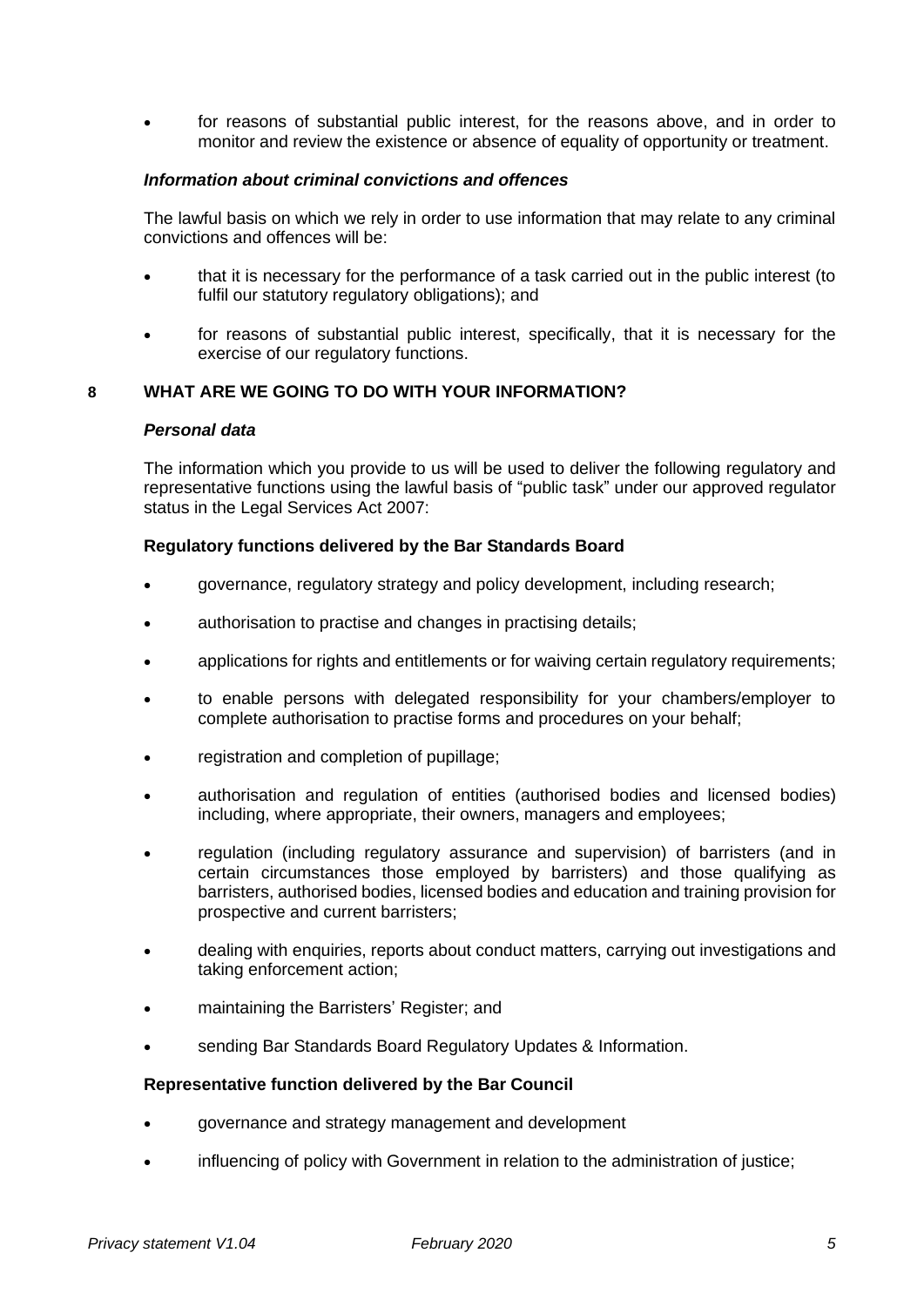- for reasons of substantial public interest, for the reasons above, and in order to monitor and review the existence or absence of equality of opportunity or treatment.

### *Information about criminal convictions and offences*

The lawful basis on which we rely in order to use information that may relate to any criminal convictions and offences will be:

- that it is necessary for the performance of a task carried out in the public interest (to fulfil our statutory regulatory obligations); and
- for reasons of substantial public interest, specifically, that it is necessary for the exercise of our regulatory functions.

## 8 WHAT ARE WE GOING TO DO WITH YOUR INFORMATION?

### *Personal data*

The information which you provide to us will be used to deliver the following regulatory and representative functions using the lawful basis of "public task" under our approved regulator status in the Legal Services Act 2007:

**Regulatory functions delivered by the Bar Standards Board**

- governance, regulatory strategy and policy development, including research;
- authorisation to practise and changes in practising details;
- applications for rights and entitlements or for waiving certain regulatory requirements;
- to enable persons with delegated responsibility for your chambers/employer to complete authorisation to practise forms and procedures on your behalf;
- registration and completion of pupillage;
- authorisation and regulation of entities (authorised bodies and licensed bodies) including, where appropriate, their owners, managers and employees;
- regulation (including regulatory assurance and supervision) of barristers (and in certain circumstances those employed by barristers) and those qualifying as barristers, authorised bodies, licensed bodies and education and training provision for prospective and current barristers;
- dealing with enquiries, reports about conduct matters, carrying out investigations and taking enforcement action;
- maintaining the Barristers' Register; and
- sending Bar Standards Board Regulatory Updates & Information.

**Representative function delivered by the Bar Council**

- governance and strategy management and development
- influencing of policy with Government in relation to the administration of justice;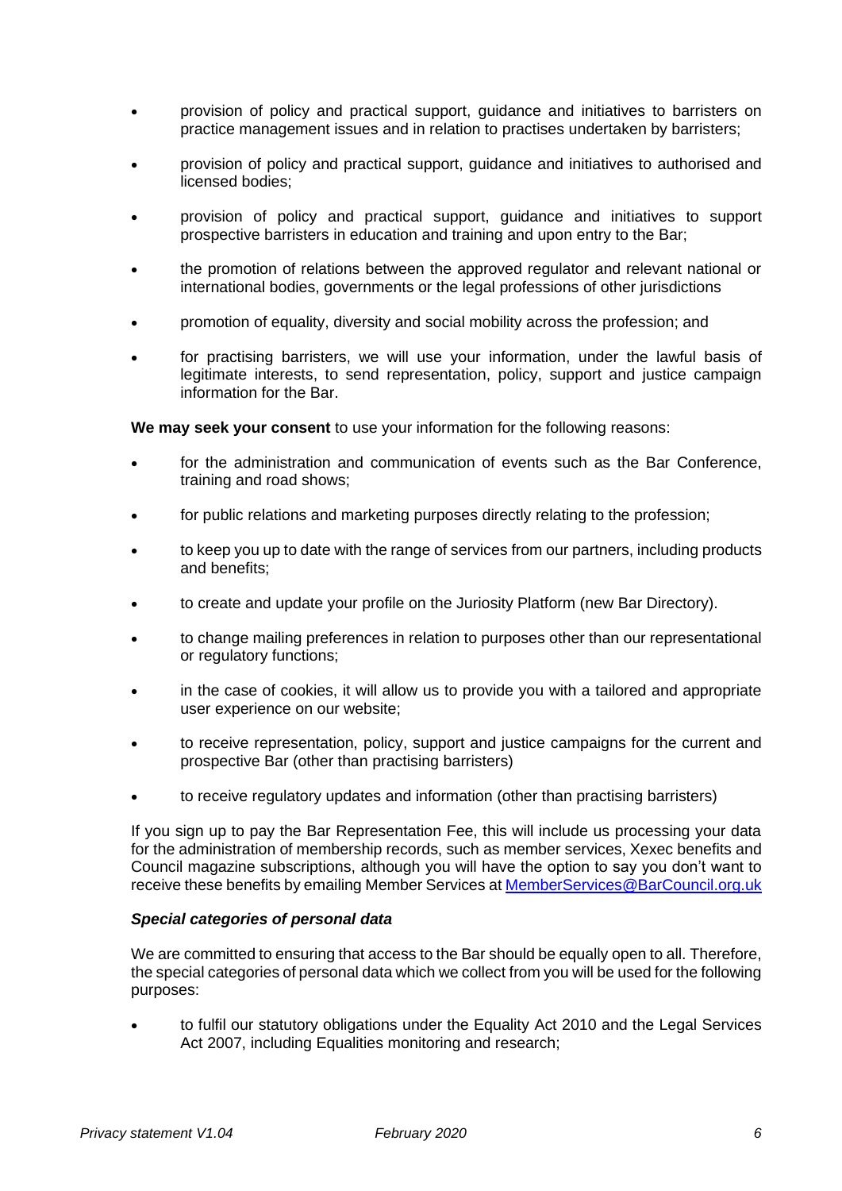- provision of policy and practical support, guidance and initiatives to barristers on practice management issues and in relation to practises undertaken by barristers;
- provision of policy and practical support, guidance and initiatives to authorised and licensed bodies;
- provision of policy and practical support, guidance and initiatives to support prospective barristers in education and training and upon entry to the Bar;
- the promotion of relations between the approved regulator and relevant national or international bodies, governments or the legal professions of other jurisdictions
- promotion of equality, diversity and social mobility across the profession; and
- for practising barristers, we will use your information, under the lawful basis of legitimate interests, to send representation, policy, support and justice campaign information for the Bar.

**We may seek your consent** to use your information for the following reasons:

- for the administration and communication of events such as the Bar Conference, training and road shows;
- for public relations and marketing purposes directly relating to the profession;
- to keep you up to date with the range of services from our partners, including products and benefits;
- to create and update your profile on the Juriosity Platform (new Bar Directory).
- to change mailing preferences in relation to purposes other than our representational or regulatory functions;
- in the case of cookies, it will allow us to provide you with a tailored and appropriate user experience on our website;
- to receive representation, policy, support and justice campaigns for the current and prospective Bar (other than practising barristers)
- to receive regulatory updates and information (other than practising barristers)

If you sign up to pay the Bar Representation Fee, this will include us processing your data for the administration of membership records, such as member services, Xexec benefits and Council magazine subscriptions, although you will have the option to say you don't want to receive these benefits by emailing Member Services at MemberServices@BarCouncil.org.uk

***Special categories of personal data***

We are committed to ensuring that access to the Bar should be equally open to all. Therefore, the special categories of personal data which we collect from you will be used for the following purposes:

- to fulfil our statutory obligations under the Equality Act 2010 and the Legal Services Act 2007, including Equalities monitoring and research;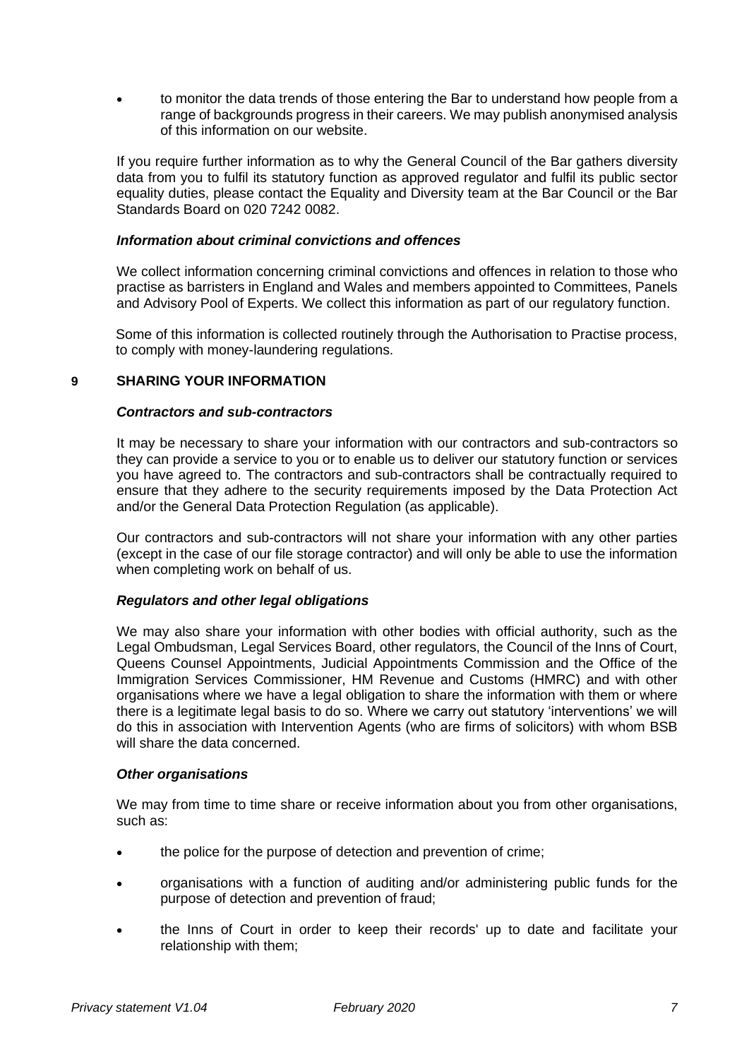- to monitor the data trends of those entering the Bar to understand how people from a range of backgrounds progress in their careers. We may publish anonymised analysis of this information on our website.

If you require further information as to why the General Council of the Bar gathers diversity data from you to fulfil its statutory function as approved regulator and fulfil its public sector equality duties, please contact the Equality and Diversity team at the Bar Council or the Bar Standards Board on 020 7242 0082.

***Information about criminal convictions and offences***

We collect information concerning criminal convictions and offences in relation to those who practise as barristers in England and Wales and members appointed to Committees, Panels and Advisory Pool of Experts. We collect this information as part of our regulatory function.

Some of this information is collected routinely through the Authorisation to Practise process, to comply with money-laundering regulations.

## 9 SHARING YOUR INFORMATION

***Contractors and sub-contractors***

It may be necessary to share your information with our contractors and sub-contractors so they can provide a service to you or to enable us to deliver our statutory function or services you have agreed to. The contractors and sub-contractors shall be contractually required to ensure that they adhere to the security requirements imposed by the Data Protection Act and/or the General Data Protection Regulation (as applicable).

Our contractors and sub-contractors will not share your information with any other parties (except in the case of our file storage contractor) and will only be able to use the information when completing work on behalf of us.

***Regulators and other legal obligations***

We may also share your information with other bodies with official authority, such as the Legal Ombudsman, Legal Services Board, other regulators, the Council of the Inns of Court, Queens Counsel Appointments, Judicial Appointments Commission and the Office of the Immigration Services Commissioner, HM Revenue and Customs (HMRC) and with other organisations where we have a legal obligation to share the information with them or where there is a legitimate legal basis to do so. Where we carry out statutory 'interventions' we will do this in association with Intervention Agents (who are firms of solicitors) with whom BSB will share the data concerned.

***Other organisations***

We may from time to time share or receive information about you from other organisations, such as:

- the police for the purpose of detection and prevention of crime;
- organisations with a function of auditing and/or administering public funds for the purpose of detection and prevention of fraud;
- the Inns of Court in order to keep their records' up to date and facilitate your relationship with them;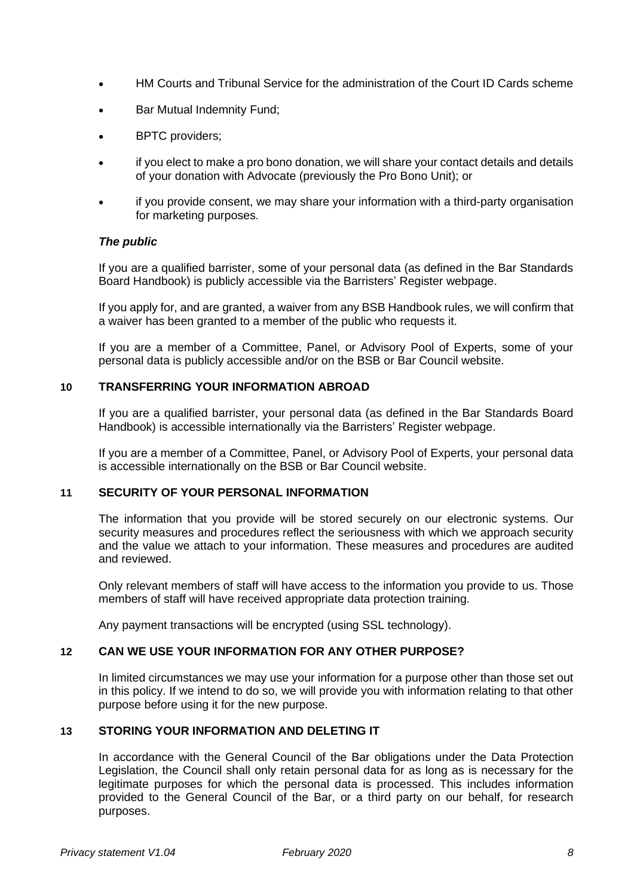- HM Courts and Tribunal Service for the administration of the Court ID Cards scheme
- Bar Mutual Indemnity Fund;
- BPTC providers;
- if you elect to make a pro bono donation, we will share your contact details and details of your donation with Advocate (previously the Pro Bono Unit); or
- if you provide consent, we may share your information with a third-party organisation for marketing purposes.

***The public***

If you are a qualified barrister, some of your personal data (as defined in the Bar Standards Board Handbook) is publicly accessible via the Barristers' Register webpage.

If you apply for, and are granted, a waiver from any BSB Handbook rules, we will confirm that a waiver has been granted to a member of the public who requests it.

If you are a member of a Committee, Panel, or Advisory Pool of Experts, some of your personal data is publicly accessible and/or on the BSB or Bar Council website.

## 10 TRANSFERRING YOUR INFORMATION ABROAD

If you are a qualified barrister, your personal data (as defined in the Bar Standards Board Handbook) is accessible internationally via the Barristers' Register webpage.

If you are a member of a Committee, Panel, or Advisory Pool of Experts, your personal data is accessible internationally on the BSB or Bar Council website.

## 11 SECURITY OF YOUR PERSONAL INFORMATION

The information that you provide will be stored securely on our electronic systems. Our security measures and procedures reflect the seriousness with which we approach security and the value we attach to your information. These measures and procedures are audited and reviewed.

Only relevant members of staff will have access to the information you provide to us. Those members of staff will have received appropriate data protection training.

Any payment transactions will be encrypted (using SSL technology).

## 12 CAN WE USE YOUR INFORMATION FOR ANY OTHER PURPOSE?

In limited circumstances we may use your information for a purpose other than those set out in this policy. If we intend to do so, we will provide you with information relating to that other purpose before using it for the new purpose.

## 13 STORING YOUR INFORMATION AND DELETING IT

In accordance with the General Council of the Bar obligations under the Data Protection Legislation, the Council shall only retain personal data for as long as is necessary for the legitimate purposes for which the personal data is processed. This includes information provided to the General Council of the Bar, or a third party on our behalf, for research purposes.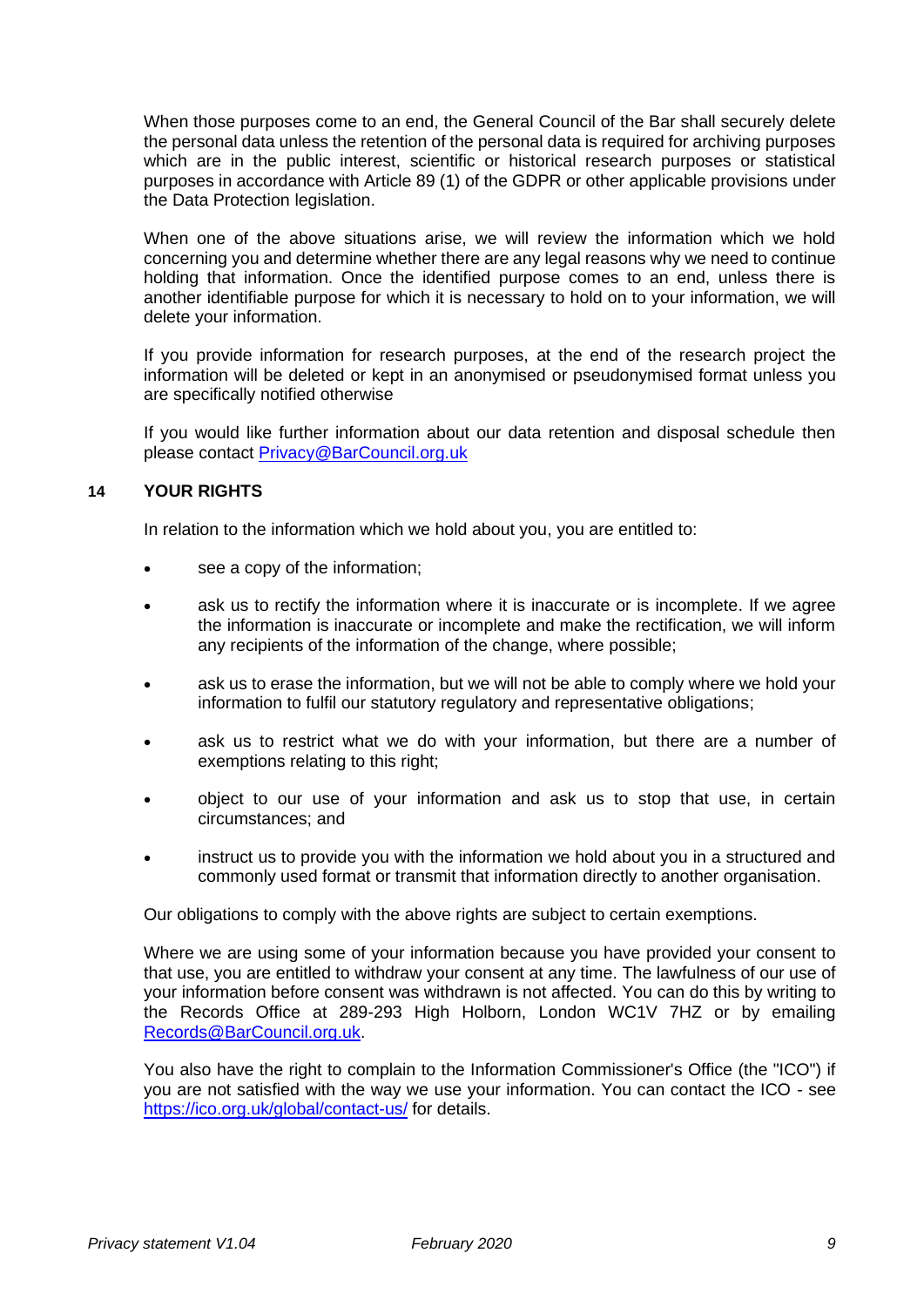When those purposes come to an end, the General Council of the Bar shall securely delete the personal data unless the retention of the personal data is required for archiving purposes which are in the public interest, scientific or historical research purposes or statistical purposes in accordance with Article 89 (1) of the GDPR or other applicable provisions under the Data Protection legislation.

When one of the above situations arise, we will review the information which we hold concerning you and determine whether there are any legal reasons why we need to continue holding that information. Once the identified purpose comes to an end, unless there is another identifiable purpose for which it is necessary to hold on to your information, we will delete your information.

If you provide information for research purposes, at the end of the research project the information will be deleted or kept in an anonymised or pseudonymised format unless you are specifically notified otherwise

If you would like further information about our data retention and disposal schedule then please contact Privacy@BarCouncil.org.uk

## 14 YOUR RIGHTS

In relation to the information which we hold about you, you are entitled to:

- see a copy of the information;
- ask us to rectify the information where it is inaccurate or is incomplete. If we agree the information is inaccurate or incomplete and make the rectification, we will inform any recipients of the information of the change, where possible;
- ask us to erase the information, but we will not be able to comply where we hold your information to fulfil our statutory regulatory and representative obligations;
- ask us to restrict what we do with your information, but there are a number of exemptions relating to this right;
- object to our use of your information and ask us to stop that use, in certain circumstances; and
- instruct us to provide you with the information we hold about you in a structured and commonly used format or transmit that information directly to another organisation.

Our obligations to comply with the above rights are subject to certain exemptions.

Where we are using some of your information because you have provided your consent to that use, you are entitled to withdraw your consent at any time. The lawfulness of our use of your information before consent was withdrawn is not affected. You can do this by writing to the Records Office at 289-293 High Holborn, London WC1V 7HZ or by emailing Records@BarCouncil.org.uk.

You also have the right to complain to the Information Commissioner's Office (the "ICO") if you are not satisfied with the way we use your information. You can contact the ICO - see https://ico.org.uk/global/contact-us/ for details.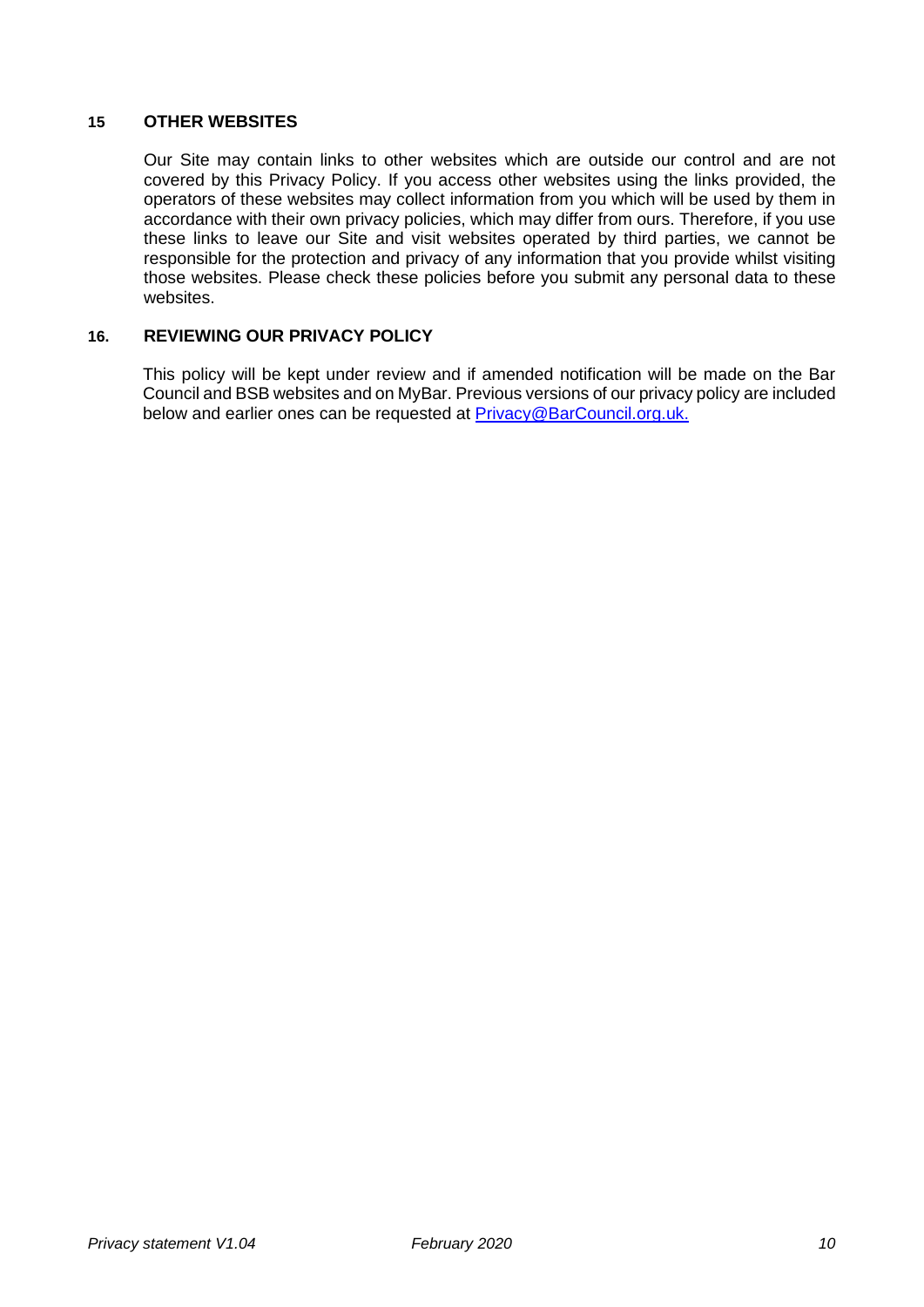## 15 OTHER WEBSITES

Our Site may contain links to other websites which are outside our control and are not covered by this Privacy Policy. If you access other websites using the links provided, the operators of these websites may collect information from you which will be used by them in accordance with their own privacy policies, which may differ from ours. Therefore, if you use these links to leave our Site and visit websites operated by third parties, we cannot be responsible for the protection and privacy of any information that you provide whilst visiting those websites. Please check these policies before you submit any personal data to these websites.

## 16. REVIEWING OUR PRIVACY POLICY

This policy will be kept under review and if amended notification will be made on the Bar Council and BSB websites and on MyBar. Previous versions of our privacy policy are included below and earlier ones can be requested at [Privacy@BarCouncil.org.uk.](mailto:Privacy@BarCouncil.org.uk)